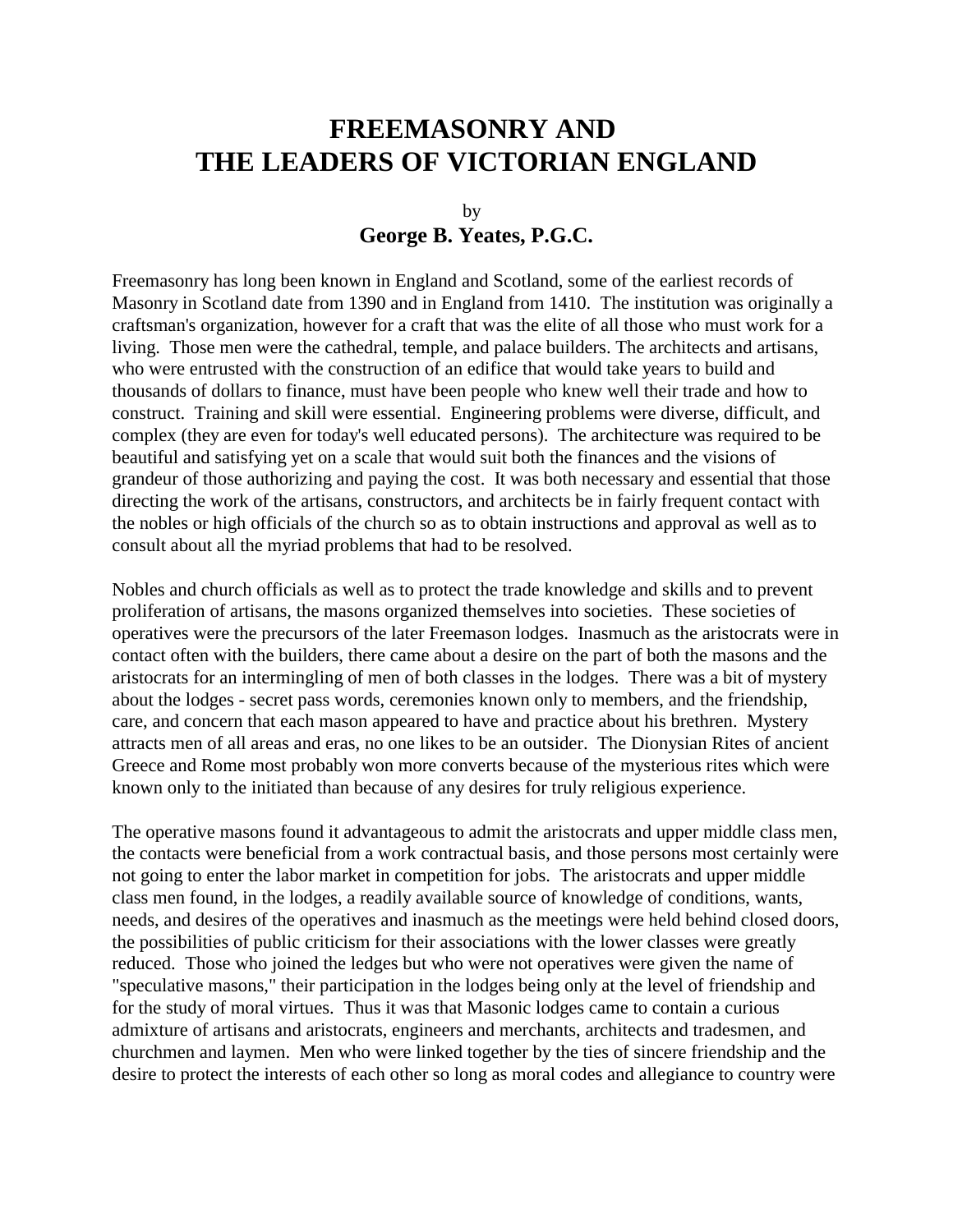# FREEMASONRY AND THE LEADERS OF VICTORIAN ENGLAND

by

**George B. Yeates, P.G.C.**

Freemasonry has long been known in England and Scotland, some of the earliest records of Masonry in Scotland date from 1390 and in England from 1410. The institution was originally a craftsman's organization, however for a craft that was the elite of all those who must work for a living. Those men were the cathedral, temple, and palace builders. The architects and artisans, who were entrusted with the construction of an edifice that would take years to build and thousands of dollars to finance, must have been people who knew well their trade and how to construct. Training and skill were essential. Engineering problems were diverse, difficult, and complex (they are even for today's well educated persons). The architecture was required to be beautiful and satisfying yet on a scale that would suit both the finances and the visions of grandeur of those authorizing and paying the cost. It was both necessary and essential that those directing the work of the artisans, constructors, and architects be in fairly frequent contact with the nobles or high officials of the church so as to obtain instructions and approval as well as to consult about all the myriad problems that had to be resolved.

Nobles and church officials as well as to protect the trade knowledge and skills and to prevent proliferation of artisans, the masons organized themselves into societies. These societies of operatives were the precursors of the later Freemason lodges. Inasmuch as the aristocrats were in contact often with the builders, there came about a desire on the part of both the masons and the aristocrats for an intermingling of men of both classes in the lodges. There was a bit of mystery about the lodges - secret pass words, ceremonies known only to members, and the friendship, care, and concern that each mason appeared to have and practice about his brethren. Mystery attracts men of all areas and eras, no one likes to be an outsider. The Dionysian Rites of ancient Greece and Rome most probably won more converts because of the mysterious rites which were known only to the initiated than because of any desires for truly religious experience.

The operative masons found it advantageous to admit the aristocrats and upper middle class men, the contacts were beneficial from a work contractual basis, and those persons most certainly were not going to enter the labor market in competition for jobs. The aristocrats and upper middle class men found, in the lodges, a readily available source of knowledge of conditions, wants, needs, and desires of the operatives and inasmuch as the meetings were held behind closed doors, the possibilities of public criticism for their associations with the lower classes were greatly reduced. Those who joined the ledges but who were not operatives were given the name of "speculative masons," their participation in the lodges being only at the level of friendship and for the study of moral virtues. Thus it was that Masonic lodges came to contain a curious admixture of artisans and aristocrats, engineers and merchants, architects and tradesmen, and churchmen and laymen. Men who were linked together by the ties of sincere friendship and the desire to protect the interests of each other so long as moral codes and allegiance to country were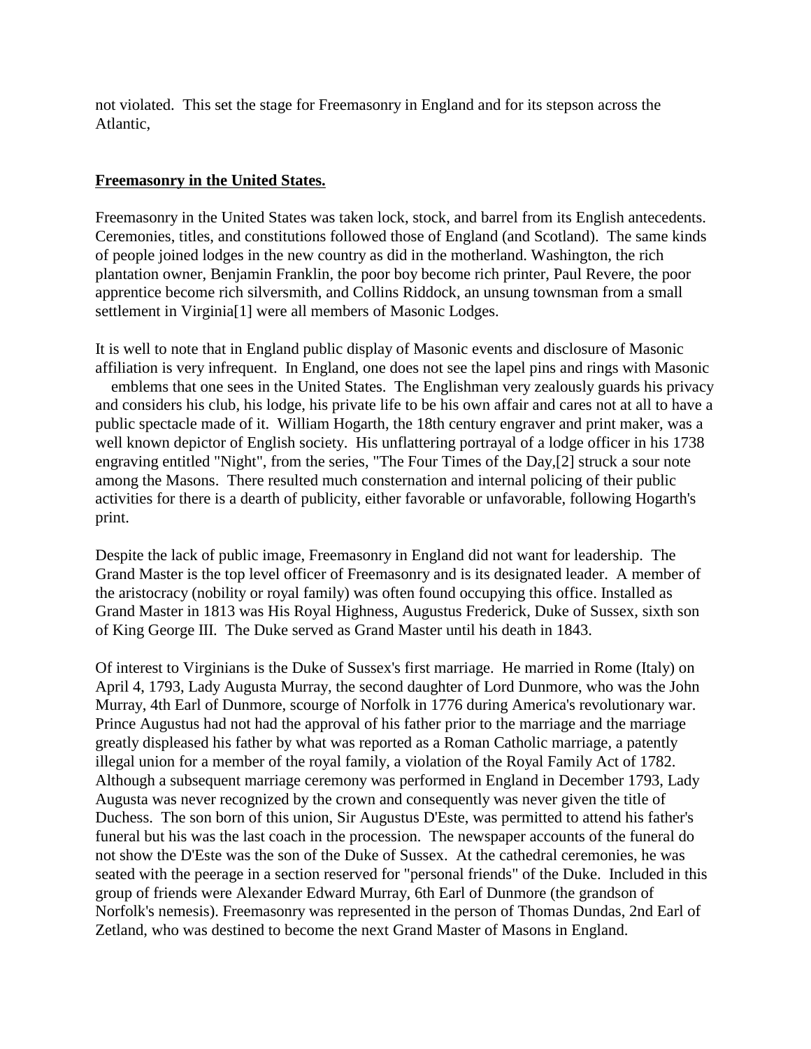not violated. This set the stage for Freemasonry in England and for its stepson across the Atlantic,

**Freemasonry in the United States.**

Freemasonry in the United States was taken lock, stock, and barrel from its English antecedents. Ceremonies, titles, and constitutions followed those of England (and Scotland). The same kinds of people joined lodges in the new country as did in the motherland. Washington, the rich plantation owner, Benjamin Franklin, the poor boy become rich printer, Paul Revere, the poor apprentice become rich silversmith, and Collins Riddock, an unsung townsman from a small settlement in Virginia[1] were all members of Masonic Lodges.

It is well to note that in England public display of Masonic events and disclosure of Masonic affiliation is very infrequent. In England, one does not see the lapel pins and rings with Masonic emblems that one sees in the United States. The Englishman very zealously guards his privacy and considers his club, his lodge, his private life to be his own affair and cares not at all to have a public spectacle made of it. William Hogarth, the 18th century engraver and print maker, was a well known depictor of English society. His unflattering portrayal of a lodge officer in his 1738 engraving entitled "Night", from the series, "The Four Times of the Day,[2] struck a sour note among the Masons. There resulted much consternation and internal policing of their public activities for there is a dearth of publicity, either favorable or unfavorable, following Hogarth's print.

Despite the lack of public image, Freemasonry in England did not want for leadership. The Grand Master is the top level officer of Freemasonry and is its designated leader. A member of the aristocracy (nobility or royal family) was often found occupying this office. Installed as Grand Master in 1813 was His Royal Highness, Augustus Frederick, Duke of Sussex, sixth son of King George III. The Duke served as Grand Master until his death in 1843.

Of interest to Virginians is the Duke of Sussex's first marriage. He married in Rome (Italy) on April 4, 1793, Lady Augusta Murray, the second daughter of Lord Dunmore, who was the John Murray, 4th Earl of Dunmore, scourge of Norfolk in 1776 during America's revolutionary war. Prince Augustus had not had the approval of his father prior to the marriage and the marriage greatly displeased his father by what was reported as a Roman Catholic marriage, a patently illegal union for a member of the royal family, a violation of the Royal Family Act of 1782. Although a subsequent marriage ceremony was performed in England in December 1793, Lady Augusta was never recognized by the crown and consequently was never given the title of Duchess. The son born of this union, Sir Augustus D'Este, was permitted to attend his father's funeral but his was the last coach in the procession. The newspaper accounts of the funeral do not show the D'Este was the son of the Duke of Sussex. At the cathedral ceremonies, he was seated with the peerage in a section reserved for "personal friends" of the Duke. Included in this group of friends were Alexander Edward Murray, 6th Earl of Dunmore (the grandson of Norfolk's nemesis). Freemasonry was represented in the person of Thomas Dundas, 2nd Earl of Zetland, who was destined to become the next Grand Master of Masons in England.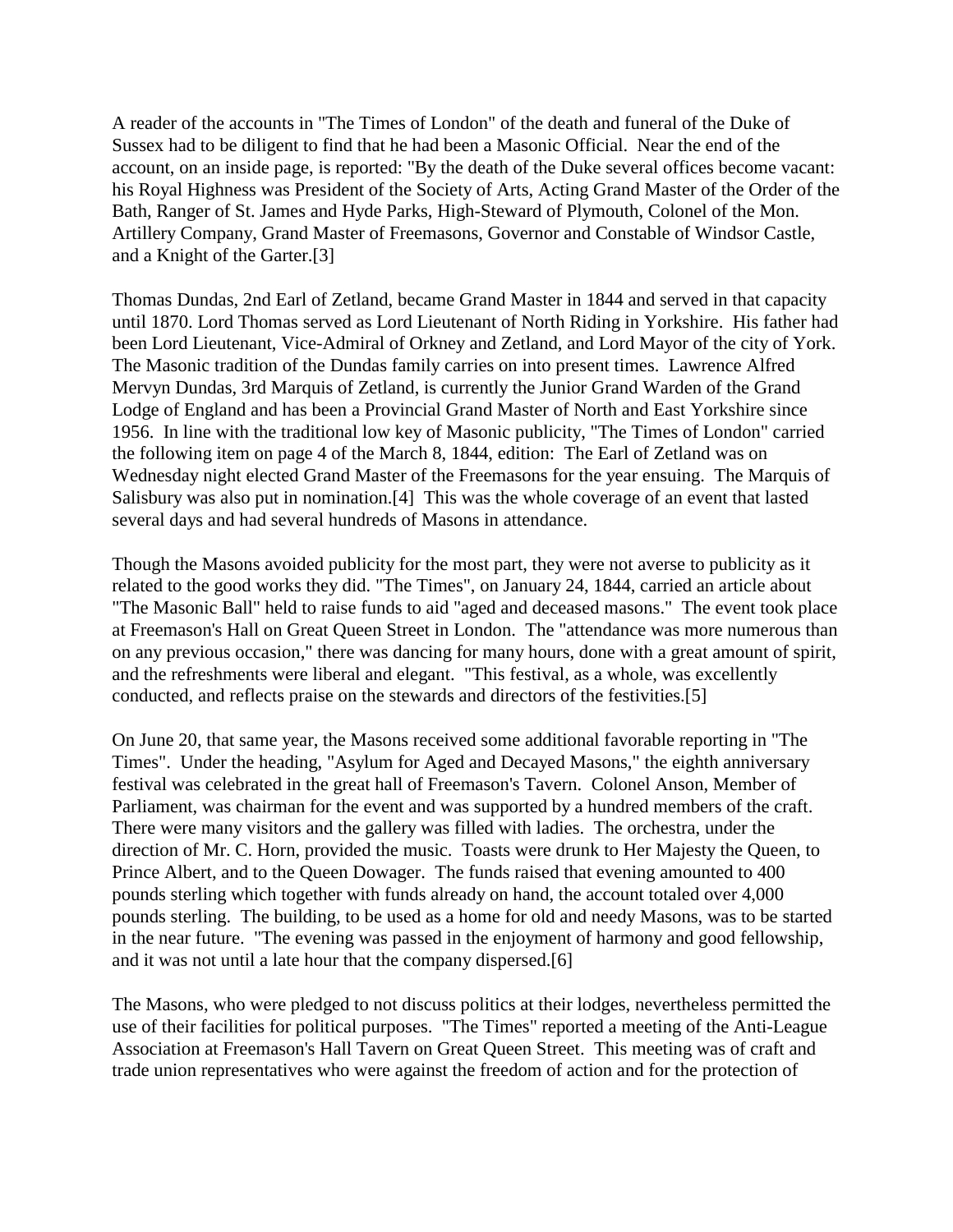A reader of the accounts in "The Times of London" of the death and funeral of the Duke of Sussex had to be diligent to find that he had been a Masonic Official. Near the end of the account, on an inside page, is reported: "By the death of the Duke several offices become vacant: his Royal Highness was President of the Society of Arts, Acting Grand Master of the Order of the Bath, Ranger of St. James and Hyde Parks, High-Steward of Plymouth, Colonel of the Mon. Artillery Company, Grand Master of Freemasons, Governor and Constable of Windsor Castle, and a Knight of the Garter.[3]

Thomas Dundas, 2nd Earl of Zetland, became Grand Master in 1844 and served in that capacity until 1870. Lord Thomas served as Lord Lieutenant of North Riding in Yorkshire. His father had been Lord Lieutenant, Vice-Admiral of Orkney and Zetland, and Lord Mayor of the city of York. The Masonic tradition of the Dundas family carries on into present times. Lawrence Alfred Mervyn Dundas, 3rd Marquis of Zetland, is currently the Junior Grand Warden of the Grand Lodge of England and has been a Provincial Grand Master of North and East Yorkshire since 1956. In line with the traditional low key of Masonic publicity, "The Times of London" carried the following item on page 4 of the March 8, 1844, edition: The Earl of Zetland was on Wednesday night elected Grand Master of the Freemasons for the year ensuing. The Marquis of Salisbury was also put in nomination.[4] This was the whole coverage of an event that lasted several days and had several hundreds of Masons in attendance.

Though the Masons avoided publicity for the most part, they were not averse to publicity as it related to the good works they did. "The Times", on January 24, 1844, carried an article about "The Masonic Ball" held to raise funds to aid "aged and deceased masons." The event took place at Freemason's Hall on Great Queen Street in London. The "attendance was more numerous than on any previous occasion," there was dancing for many hours, done with a great amount of spirit, and the refreshments were liberal and elegant. "This festival, as a whole, was excellently conducted, and reflects praise on the stewards and directors of the festivities.[5]

On June 20, that same year, the Masons received some additional favorable reporting in "The Times". Under the heading, "Asylum for Aged and Decayed Masons," the eighth anniversary festival was celebrated in the great hall of Freemason's Tavern. Colonel Anson, Member of Parliament, was chairman for the event and was supported by a hundred members of the craft. There were many visitors and the gallery was filled with ladies. The orchestra, under the direction of Mr. C. Horn, provided the music. Toasts were drunk to Her Majesty the Queen, to Prince Albert, and to the Queen Dowager. The funds raised that evening amounted to 400 pounds sterling which together with funds already on hand, the account totaled over 4,000 pounds sterling. The building, to be used as a home for old and needy Masons, was to be started in the near future. "The evening was passed in the enjoyment of harmony and good fellowship, and it was not until a late hour that the company dispersed.[6]

The Masons, who were pledged to not discuss politics at their lodges, nevertheless permitted the use of their facilities for political purposes. "The Times" reported a meeting of the Anti-League Association at Freemason's Hall Tavern on Great Queen Street. This meeting was of craft and trade union representatives who were against the freedom of action and for the protection of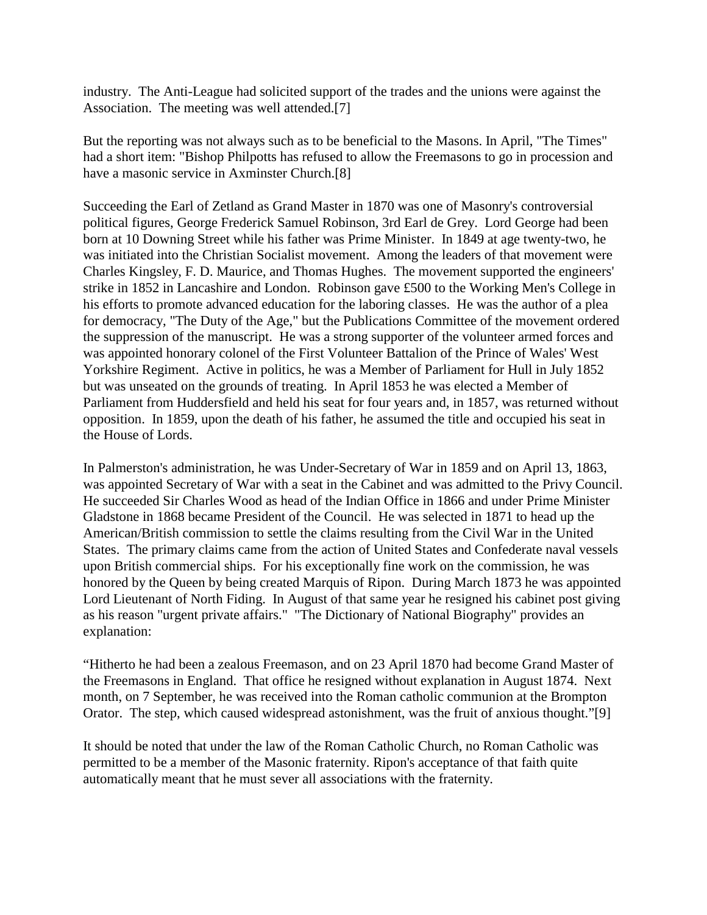industry.  The Anti-League had solicited support of the trades and the unions were against the Association.  The meeting was well attended.[7]

But the reporting was not always such as to be beneficial to the Masons. In April, "The Times" had a short item: "Bishop Philpotts has refused to allow the Freemasons to go in procession and have a masonic service in Axminster Church.[8]

Succeeding the Earl of Zetland as Grand Master in 1870 was one of Masonry's controversial political figures, George Frederick Samuel Robinson, 3rd Earl de Grey.  Lord George had been born at 10 Downing Street while his father was Prime Minister.  In 1849 at age twenty-two, he was initiated into the Christian Socialist movement.  Among the leaders of that movement were Charles Kingsley, F. D. Maurice, and Thomas Hughes.  The movement supported the engineers' strike in 1852 in Lancashire and London.  Robinson gave £500 to the Working Men's College in his efforts to promote advanced education for the laboring classes.  He was the author of a plea for democracy, "The Duty of the Age," but the Publications Committee of the movement ordered the suppression of the manuscript.  He was a strong supporter of the volunteer armed forces and was appointed honorary colonel of the First Volunteer Battalion of the Prince of Wales' West Yorkshire Regiment.  Active in politics, he was a Member of Parliament for Hull in July 1852 but was unseated on the grounds of treating.  In April 1853 he was elected a Member of Parliament from Huddersfield and held his seat for four years and, in 1857, was returned without opposition.  In 1859, upon the death of his father, he assumed the title and occupied his seat in the House of Lords.

In Palmerston's administration, he was Under-Secretary of War in 1859 and on April 13, 1863, was appointed Secretary of War with a seat in the Cabinet and was admitted to the Privy Council.  He succeeded Sir Charles Wood as head of the Indian Office in 1866 and under Prime Minister Gladstone in 1868 became President of the Council.  He was selected in 1871 to head up the American/British commission to settle the claims resulting from the Civil War in the United States.  The primary claims came from the action of United States and Confederate naval vessels upon British commercial ships.  For his exceptionally fine work on the commission, he was honored by the Queen by being created Marquis of Ripon.  During March 1873 he was appointed Lord Lieutenant of North Fiding.  In August of that same year he resigned his cabinet post giving as his reason "urgent private affairs."  "The Dictionary of National Biography" provides an explanation:

"Hitherto he had been a zealous Freemason, and on 23 April 1870 had become Grand Master of the Freemasons in England.  That office he resigned without explanation in August 1874.  Next month, on 7 September, he was received into the Roman catholic communion at the Brompton Orator.  The step, which caused widespread astonishment, was the fruit of anxious thought."[9]

It should be noted that under the law of the Roman Catholic Church, no Roman Catholic was permitted to be a member of the Masonic fraternity. Ripon's acceptance of that faith quite automatically meant that he must sever all associations with the fraternity.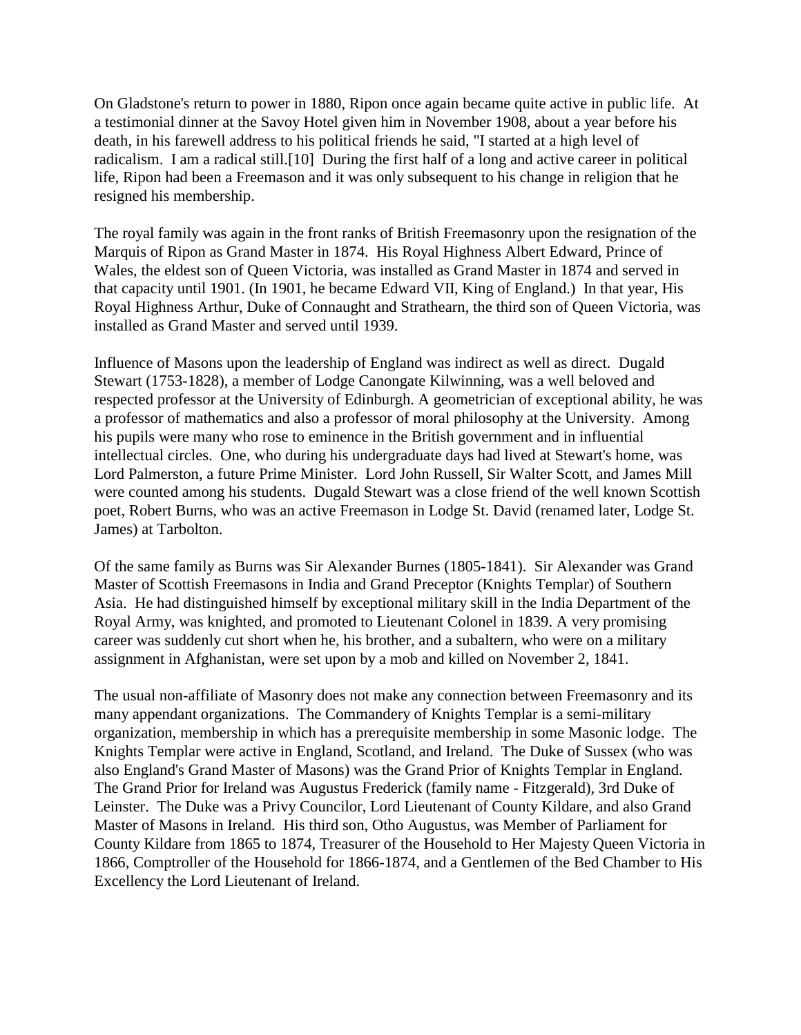On Gladstone's return to power in 1880, Ripon once again became quite active in public life. At a testimonial dinner at the Savoy Hotel given him in November 1908, about a year before his death, in his farewell address to his political friends he said, "I started at a high level of radicalism. I am a radical still.[10] During the first half of a long and active career in political life, Ripon had been a Freemason and it was only subsequent to his change in religion that he resigned his membership.

The royal family was again in the front ranks of British Freemasonry upon the resignation of the Marquis of Ripon as Grand Master in 1874. His Royal Highness Albert Edward, Prince of Wales, the eldest son of Queen Victoria, was installed as Grand Master in 1874 and served in that capacity until 1901. (In 1901, he became Edward VII, King of England.) In that year, His Royal Highness Arthur, Duke of Connaught and Strathearn, the third son of Queen Victoria, was installed as Grand Master and served until 1939.

Influence of Masons upon the leadership of England was indirect as well as direct. Dugald Stewart (1753-1828), a member of Lodge Canongate Kilwinning, was a well beloved and respected professor at the University of Edinburgh. A geometrician of exceptional ability, he was a professor of mathematics and also a professor of moral philosophy at the University. Among his pupils were many who rose to eminence in the British government and in influential intellectual circles. One, who during his undergraduate days had lived at Stewart's home, was Lord Palmerston, a future Prime Minister. Lord John Russell, Sir Walter Scott, and James Mill were counted among his students. Dugald Stewart was a close friend of the well known Scottish poet, Robert Burns, who was an active Freemason in Lodge St. David (renamed later, Lodge St. James) at Tarbolton.

Of the same family as Burns was Sir Alexander Burnes (1805-1841). Sir Alexander was Grand Master of Scottish Freemasons in India and Grand Preceptor (Knights Templar) of Southern Asia. He had distinguished himself by exceptional military skill in the India Department of the Royal Army, was knighted, and promoted to Lieutenant Colonel in 1839. A very promising career was suddenly cut short when he, his brother, and a subaltern, who were on a military assignment in Afghanistan, were set upon by a mob and killed on November 2, 1841.

The usual non-affiliate of Masonry does not make any connection between Freemasonry and its many appendant organizations. The Commandery of Knights Templar is a semi-military organization, membership in which has a prerequisite membership in some Masonic lodge. The Knights Templar were active in England, Scotland, and Ireland. The Duke of Sussex (who was also England's Grand Master of Masons) was the Grand Prior of Knights Templar in England. The Grand Prior for Ireland was Augustus Frederick (family name - Fitzgerald), 3rd Duke of Leinster. The Duke was a Privy Councilor, Lord Lieutenant of County Kildare, and also Grand Master of Masons in Ireland. His third son, Otho Augustus, was Member of Parliament for County Kildare from 1865 to 1874, Treasurer of the Household to Her Majesty Queen Victoria in 1866, Comptroller of the Household for 1866-1874, and a Gentlemen of the Bed Chamber to His Excellency the Lord Lieutenant of Ireland.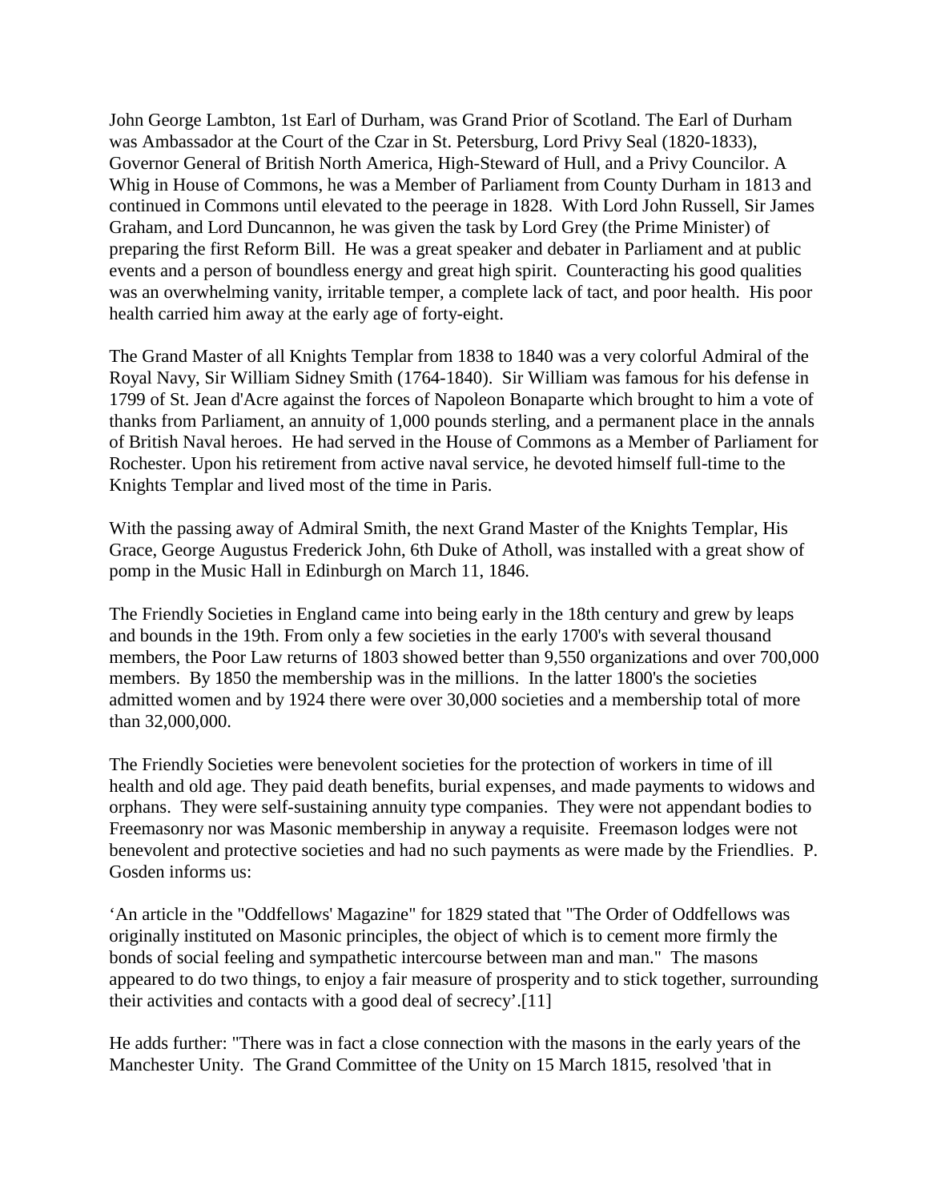John George Lambton, 1st Earl of Durham, was Grand Prior of Scotland. The Earl of Durham was Ambassador at the Court of the Czar in St. Petersburg, Lord Privy Seal (1820-1833), Governor General of British North America, High-Steward of Hull, and a Privy Councilor. A Whig in House of Commons, he was a Member of Parliament from County Durham in 1813 and continued in Commons until elevated to the peerage in 1828. With Lord John Russell, Sir James Graham, and Lord Duncannon, he was given the task by Lord Grey (the Prime Minister) of preparing the first Reform Bill. He was a great speaker and debater in Parliament and at public events and a person of boundless energy and great high spirit. Counteracting his good qualities was an overwhelming vanity, irritable temper, a complete lack of tact, and poor health. His poor health carried him away at the early age of forty-eight.

The Grand Master of all Knights Templar from 1838 to 1840 was a very colorful Admiral of the Royal Navy, Sir William Sidney Smith (1764-1840). Sir William was famous for his defense in 1799 of St. Jean d'Acre against the forces of Napoleon Bonaparte which brought to him a vote of thanks from Parliament, an annuity of 1,000 pounds sterling, and a permanent place in the annals of British Naval heroes. He had served in the House of Commons as a Member of Parliament for Rochester. Upon his retirement from active naval service, he devoted himself full-time to the Knights Templar and lived most of the time in Paris.

With the passing away of Admiral Smith, the next Grand Master of the Knights Templar, His Grace, George Augustus Frederick John, 6th Duke of Atholl, was installed with a great show of pomp in the Music Hall in Edinburgh on March 11, 1846.

The Friendly Societies in England came into being early in the 18th century and grew by leaps and bounds in the 19th. From only a few societies in the early 1700's with several thousand members, the Poor Law returns of 1803 showed better than 9,550 organizations and over 700,000 members. By 1850 the membership was in the millions. In the latter 1800's the societies admitted women and by 1924 there were over 30,000 societies and a membership total of more than 32,000,000.

The Friendly Societies were benevolent societies for the protection of workers in time of ill health and old age. They paid death benefits, burial expenses, and made payments to widows and orphans. They were self-sustaining annuity type companies. They were not appendant bodies to Freemasonry nor was Masonic membership in anyway a requisite. Freemason lodges were not benevolent and protective societies and had no such payments as were made by the Friendlies. P. Gosden informs us:

‘An article in the "Oddfellows' Magazine" for 1829 stated that "The Order of Oddfellows was originally instituted on Masonic principles, the object of which is to cement more firmly the bonds of social feeling and sympathetic intercourse between man and man." The masons appeared to do two things, to enjoy a fair measure of prosperity and to stick together, surrounding their activities and contacts with a good deal of secrecy’.[11]

He adds further: "There was in fact a close connection with the masons in the early years of the Manchester Unity. The Grand Committee of the Unity on 15 March 1815, resolved 'that in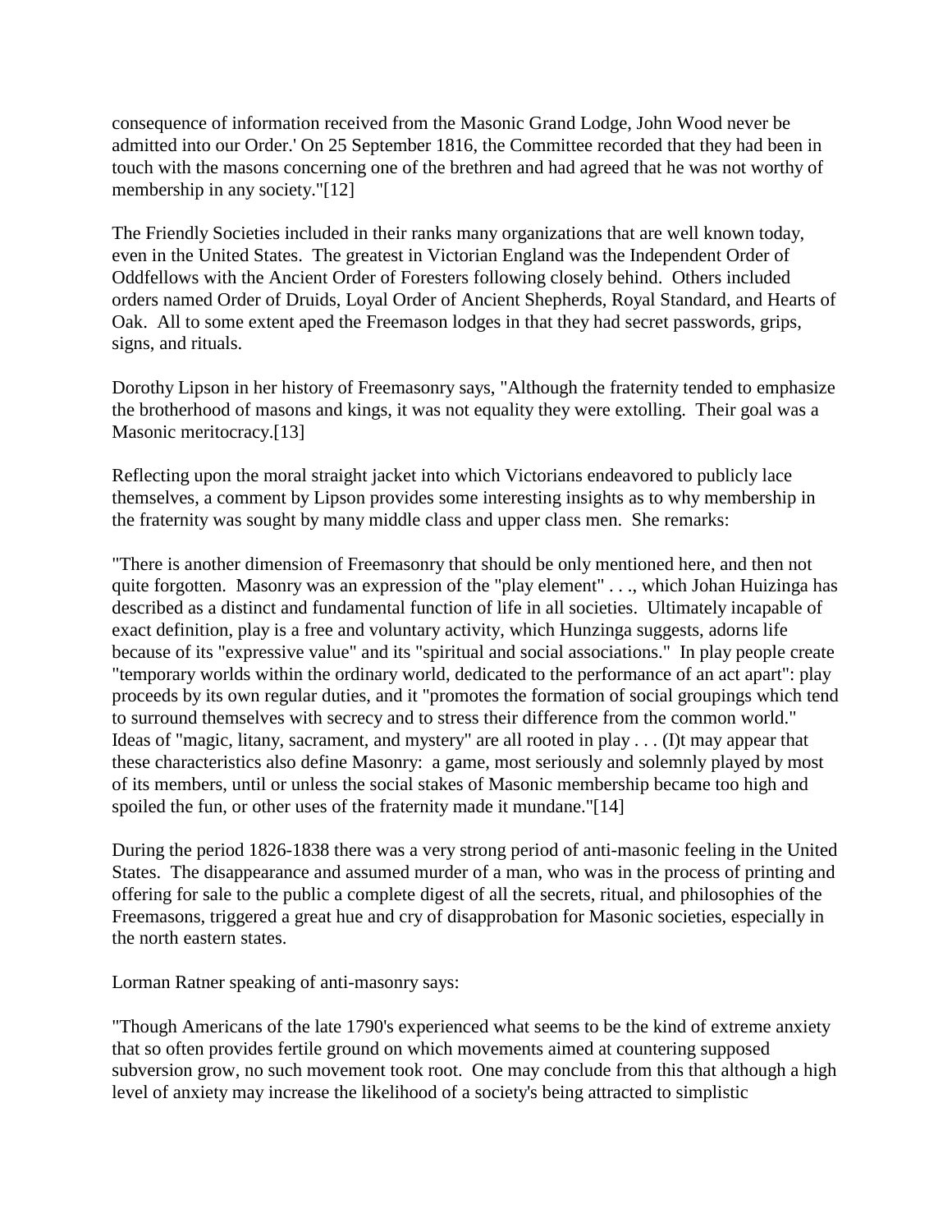consequence of information received from the Masonic Grand Lodge, John Wood never be admitted into our Order.' On 25 September 1816, the Committee recorded that they had been in touch with the masons concerning one of the brethren and had agreed that he was not worthy of membership in any society."[12]

The Friendly Societies included in their ranks many organizations that are well known today, even in the United States. The greatest in Victorian England was the Independent Order of Oddfellows with the Ancient Order of Foresters following closely behind. Others included orders named Order of Druids, Loyal Order of Ancient Shepherds, Royal Standard, and Hearts of Oak. All to some extent aped the Freemason lodges in that they had secret passwords, grips, signs, and rituals.

Dorothy Lipson in her history of Freemasonry says, "Although the fraternity tended to emphasize the brotherhood of masons and kings, it was not equality they were extolling. Their goal was a Masonic meritocracy.[13]

Reflecting upon the moral straight jacket into which Victorians endeavored to publicly lace themselves, a comment by Lipson provides some interesting insights as to why membership in the fraternity was sought by many middle class and upper class men. She remarks:

"There is another dimension of Freemasonry that should be only mentioned here, and then not quite forgotten. Masonry was an expression of the "play element" . . ., which Johan Huizinga has described as a distinct and fundamental function of life in all societies. Ultimately incapable of exact definition, play is a free and voluntary activity, which Hunzinga suggests, adorns life because of its "expressive value" and its "spiritual and social associations." In play people create "temporary worlds within the ordinary world, dedicated to the performance of an act apart": play proceeds by its own regular duties, and it "promotes the formation of social groupings which tend to surround themselves with secrecy and to stress their difference from the common world." Ideas of "magic, litany, sacrament, and mystery" are all rooted in play . . . (I)t may appear that these characteristics also define Masonry: a game, most seriously and solemnly played by most of its members, until or unless the social stakes of Masonic membership became too high and spoiled the fun, or other uses of the fraternity made it mundane."[14]

During the period 1826-1838 there was a very strong period of anti-masonic feeling in the United States. The disappearance and assumed murder of a man, who was in the process of printing and offering for sale to the public a complete digest of all the secrets, ritual, and philosophies of the Freemasons, triggered a great hue and cry of disapprobation for Masonic societies, especially in the north eastern states.

Lorman Ratner speaking of anti-masonry says:

"Though Americans of the late 1790's experienced what seems to be the kind of extreme anxiety that so often provides fertile ground on which movements aimed at countering supposed subversion grow, no such movement took root. One may conclude from this that although a high level of anxiety may increase the likelihood of a society's being attracted to simplistic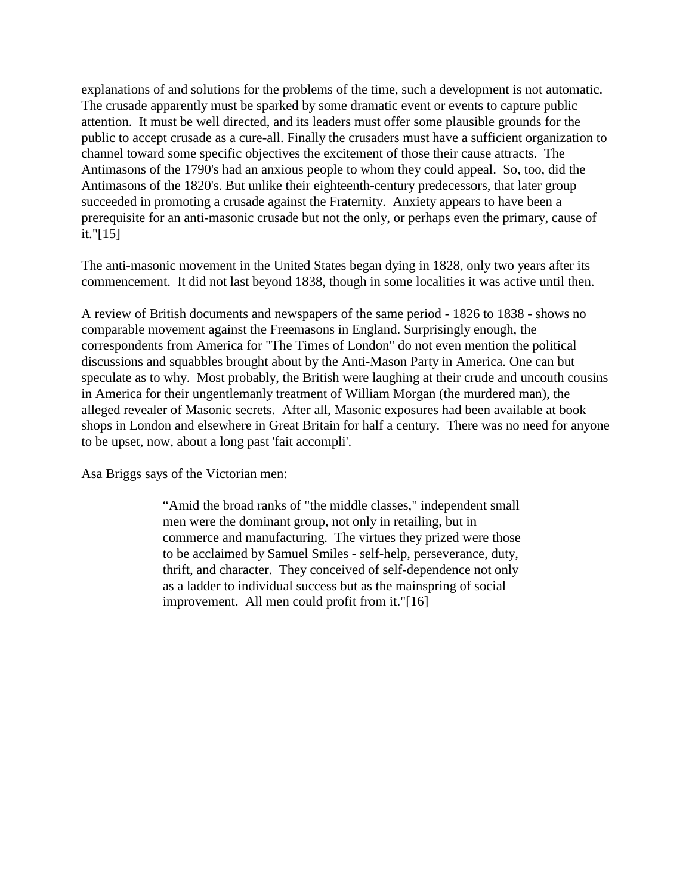explanations of and solutions for the problems of the time, such a development is not automatic. The crusade apparently must be sparked by some dramatic event or events to capture public attention. It must be well directed, and its leaders must offer some plausible grounds for the public to accept crusade as a cure-all. Finally the crusaders must have a sufficient organization to channel toward some specific objectives the excitement of those their cause attracts. The Antimasons of the 1790's had an anxious people to whom they could appeal. So, too, did the Antimasons of the 1820's. But unlike their eighteenth-century predecessors, that later group succeeded in promoting a crusade against the Fraternity. Anxiety appears to have been a prerequisite for an anti-masonic crusade but not the only, or perhaps even the primary, cause of it."[15]

The anti-masonic movement in the United States began dying in 1828, only two years after its commencement. It did not last beyond 1838, though in some localities it was active until then.

A review of British documents and newspapers of the same period - 1826 to 1838 - shows no comparable movement against the Freemasons in England. Surprisingly enough, the correspondents from America for "The Times of London" do not even mention the political discussions and squabbles brought about by the Anti-Mason Party in America. One can but speculate as to why. Most probably, the British were laughing at their crude and uncouth cousins in America for their ungentlemanly treatment of William Morgan (the murdered man), the alleged revealer of Masonic secrets. After all, Masonic exposures had been available at book shops in London and elsewhere in Great Britain for half a century. There was no need for anyone to be upset, now, about a long past 'fait accompli'.

Asa Briggs says of the Victorian men:

> “Amid the broad ranks of "the middle classes," independent small men were the dominant group, not only in retailing, but in commerce and manufacturing. The virtues they prized were those to be acclaimed by Samuel Smiles - self-help, perseverance, duty, thrift, and character. They conceived of self-dependence not only as a ladder to individual success but as the mainspring of social improvement. All men could profit from it."[16]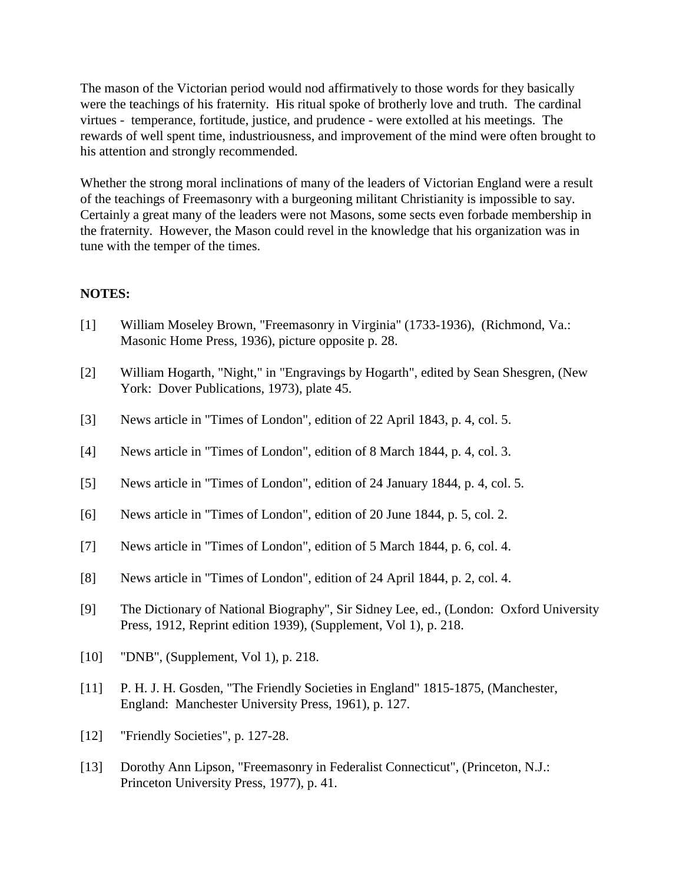The mason of the Victorian period would nod affirmatively to those words for they basically were the teachings of his fraternity. His ritual spoke of brotherly love and truth. The cardinal virtues - temperance, fortitude, justice, and prudence - were extolled at his meetings. The rewards of well spent time, industriousness, and improvement of the mind were often brought to his attention and strongly recommended.

Whether the strong moral inclinations of many of the leaders of Victorian England were a result of the teachings of Freemasonry with a burgeoning militant Christianity is impossible to say. Certainly a great many of the leaders were not Masons, some sects even forbade membership in the fraternity. However, the Mason could revel in the knowledge that his organization was in tune with the temper of the times.

**NOTES:**

[1] William Moseley Brown, "Freemasonry in Virginia" (1733-1936), (Richmond, Va.: Masonic Home Press, 1936), picture opposite p. 28.

[2] William Hogarth, "Night," in "Engravings by Hogarth", edited by Sean Shesgren, (New York: Dover Publications, 1973), plate 45.

[3] News article in "Times of London", edition of 22 April 1843, p. 4, col. 5.

[4] News article in "Times of London", edition of 8 March 1844, p. 4, col. 3.

[5] News article in "Times of London", edition of 24 January 1844, p. 4, col. 5.

[6] News article in "Times of London", edition of 20 June 1844, p. 5, col. 2.

[7] News article in "Times of London", edition of 5 March 1844, p. 6, col. 4.

[8] News article in "Times of London", edition of 24 April 1844, p. 2, col. 4.

[9] The Dictionary of National Biography", Sir Sidney Lee, ed., (London: Oxford University Press, 1912, Reprint edition 1939), (Supplement, Vol 1), p. 218.

[10] "DNB", (Supplement, Vol 1), p. 218.

[11] P. H. J. H. Gosden, "The Friendly Societies in England" 1815-1875, (Manchester, England: Manchester University Press, 1961), p. 127.

[12] "Friendly Societies", p. 127-28.

[13] Dorothy Ann Lipson, "Freemasonry in Federalist Connecticut", (Princeton, N.J.: Princeton University Press, 1977), p. 41.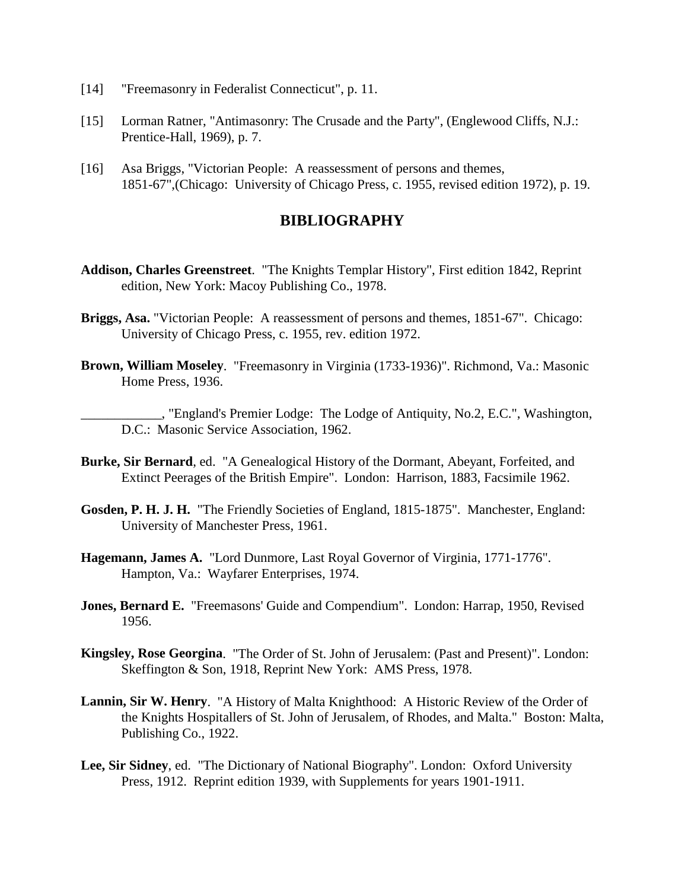[14] "Freemasonry in Federalist Connecticut", p. 11.

[15] Lorman Ratner, "Antimasonry: The Crusade and the Party", (Englewood Cliffs, N.J.: Prentice-Hall, 1969), p. 7.

[16] Asa Briggs, "Victorian People: A reassessment of persons and themes, 1851-67",(Chicago: University of Chicago Press, c. 1955, revised edition 1972), p. 19.

## BIBLIOGRAPHY

**Addison, Charles Greenstreet**. "The Knights Templar History", First edition 1842, Reprint edition, New York: Macoy Publishing Co., 1978.

**Briggs, Asa.** "Victorian People: A reassessment of persons and themes, 1851-67". Chicago: University of Chicago Press, c. 1955, rev. edition 1972.

**Brown, William Moseley**. "Freemasonry in Virginia (1733-1936)". Richmond, Va.: Masonic Home Press, 1936.

____________, "England's Premier Lodge: The Lodge of Antiquity, No.2, E.C.", Washington, D.C.: Masonic Service Association, 1962.

**Burke, Sir Bernard**, ed. "A Genealogical History of the Dormant, Abeyant, Forfeited, and Extinct Peerages of the British Empire". London: Harrison, 1883, Facsimile 1962.

**Gosden, P. H. J. H.** "The Friendly Societies of England, 1815-1875". Manchester, England: University of Manchester Press, 1961.

**Hagemann, James A.** "Lord Dunmore, Last Royal Governor of Virginia, 1771-1776". Hampton, Va.: Wayfarer Enterprises, 1974.

**Jones, Bernard E.** "Freemasons' Guide and Compendium". London: Harrap, 1950, Revised 1956.

**Kingsley, Rose Georgina**. "The Order of St. John of Jerusalem: (Past and Present)". London: Skeffington & Son, 1918, Reprint New York: AMS Press, 1978.

**Lannin, Sir W. Henry**. "A History of Malta Knighthood: A Historic Review of the Order of the Knights Hospitallers of St. John of Jerusalem, of Rhodes, and Malta." Boston: Malta, Publishing Co., 1922.

**Lee, Sir Sidney**, ed. "The Dictionary of National Biography". London: Oxford University Press, 1912. Reprint edition 1939, with Supplements for years 1901-1911.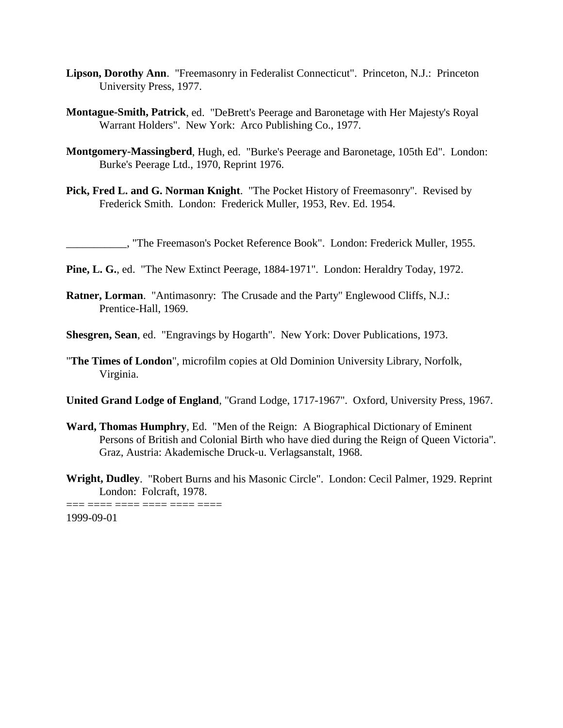**Lipson, Dorothy Ann**. "Freemasonry in Federalist Connecticut". Princeton, N.J.: Princeton University Press, 1977.

**Montague-Smith, Patrick**, ed. "DeBrett's Peerage and Baronetage with Her Majesty's Royal Warrant Holders". New York: Arco Publishing Co., 1977.

**Montgomery-Massingberd**, Hugh, ed. "Burke's Peerage and Baronetage, 105th Ed". London: Burke's Peerage Ltd., 1970, Reprint 1976.

**Pick, Fred L. and G. Norman Knight**. "The Pocket History of Freemasonry". Revised by Frederick Smith. London: Frederick Muller, 1953, Rev. Ed. 1954.

___________, "The Freemason's Pocket Reference Book". London: Frederick Muller, 1955.

**Pine, L. G.**, ed. "The New Extinct Peerage, 1884-1971". London: Heraldry Today, 1972.

**Ratner, Lorman**. "Antimasonry: The Crusade and the Party" Englewood Cliffs, N.J.: Prentice-Hall, 1969.

**Shesgren, Sean**, ed. "Engravings by Hogarth". New York: Dover Publications, 1973.

"**The Times of London**", microfilm copies at Old Dominion University Library, Norfolk, Virginia.

**United Grand Lodge of England**, "Grand Lodge, 1717-1967". Oxford, University Press, 1967.

**Ward, Thomas Humphry**, Ed. "Men of the Reign: A Biographical Dictionary of Eminent Persons of British and Colonial Birth who have died during the Reign of Queen Victoria". Graz, Austria: Akademische Druck-u. Verlagsanstalt, 1968.

**Wright, Dudley**. "Robert Burns and his Masonic Circle". London: Cecil Palmer, 1929. Reprint London: Folcraft, 1978.

=== ==== ==== ==== ==== ====

1999-09-01